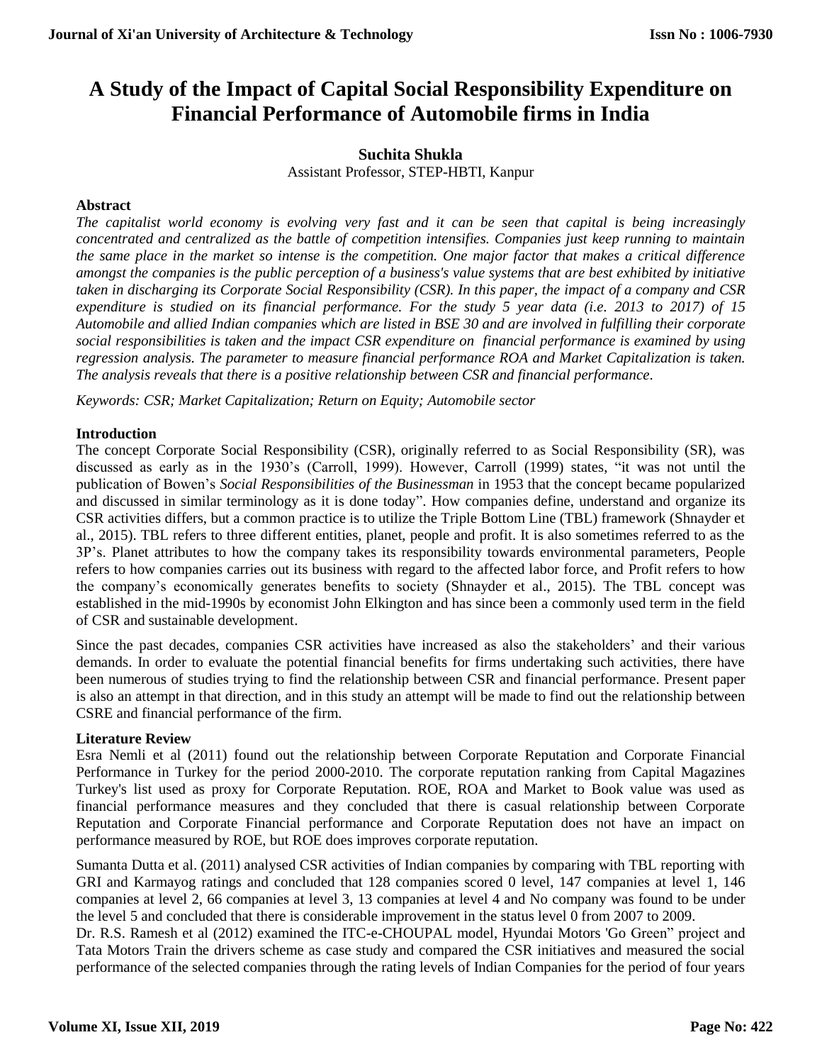# A Study of the Impact of Capital Social Responsibility Expenditure on Financial Performance of Automobile firms in India

**Suchita Shukla**

Assistant Professor, STEP-HBTI, Kanpur

## Abstract

*The capitalist world economy is evolving very fast and it can be seen that capital is being increasingly concentrated and centralized as the battle of competition intensifies. Companies just keep running to maintain the same place in the market so intense is the competition. One major factor that makes a critical difference amongst the companies is the public perception of a business's value systems that are best exhibited by initiative taken in discharging its Corporate Social Responsibility (CSR). In this paper, the impact of a company and CSR expenditure is studied on its financial performance. For the study 5 year data (i.e. 2013 to 2017) of 15 Automobile and allied Indian companies which are listed in BSE 30 and are involved in fulfilling their corporate social responsibilities is taken and the impact CSR expenditure on financial performance is examined by using regression analysis. The parameter to measure financial performance ROA and Market Capitalization is taken. The analysis reveals that there is a positive relationship between CSR and financial performance.*

*Keywords: CSR; Market Capitalization; Return on Equity; Automobile sector*

## Introduction

The concept Corporate Social Responsibility (CSR), originally referred to as Social Responsibility (SR), was discussed as early as in the 1930's (Carroll, 1999). However, Carroll (1999) states, "it was not until the publication of Bowen's *Social Responsibilities of the Businessman* in 1953 that the concept became popularized and discussed in similar terminology as it is done today". How companies define, understand and organize its CSR activities differs, but a common practice is to utilize the Triple Bottom Line (TBL) framework (Shnayder et al., 2015). TBL refers to three different entities, planet, people and profit. It is also sometimes referred to as the 3P's. Planet attributes to how the company takes its responsibility towards environmental parameters, People refers to how companies carries out its business with regard to the affected labor force, and Profit refers to how the company's economically generates benefits to society (Shnayder et al., 2015). The TBL concept was established in the mid-1990s by economist John Elkington and has since been a commonly used term in the field of CSR and sustainable development.

Since the past decades, companies CSR activities have increased as also the stakeholders' and their various demands. In order to evaluate the potential financial benefits for firms undertaking such activities, there have been numerous of studies trying to find the relationship between CSR and financial performance. Present paper is also an attempt in that direction, and in this study an attempt will be made to find out the relationship between CSRE and financial performance of the firm.

## Literature Review

Esra Nemli et al (2011) found out the relationship between Corporate Reputation and Corporate Financial Performance in Turkey for the period 2000-2010. The corporate reputation ranking from Capital Magazines Turkey's list used as proxy for Corporate Reputation. ROE, ROA and Market to Book value was used as financial performance measures and they concluded that there is casual relationship between Corporate Reputation and Corporate Financial performance and Corporate Reputation does not have an impact on performance measured by ROE, but ROE does improves corporate reputation.

Sumanta Dutta et al. (2011) analysed CSR activities of Indian companies by comparing with TBL reporting with GRI and Karmayog ratings and concluded that 128 companies scored 0 level, 147 companies at level 1, 146 companies at level 2, 66 companies at level 3, 13 companies at level 4 and No company was found to be under the level 5 and concluded that there is considerable improvement in the status level 0 from 2007 to 2009.

Dr. R.S. Ramesh et al (2012) examined the ITC-e-CHOUPAL model, Hyundai Motors 'Go Green" project and Tata Motors Train the drivers scheme as case study and compared the CSR initiatives and measured the social performance of the selected companies through the rating levels of Indian Companies for the period of four years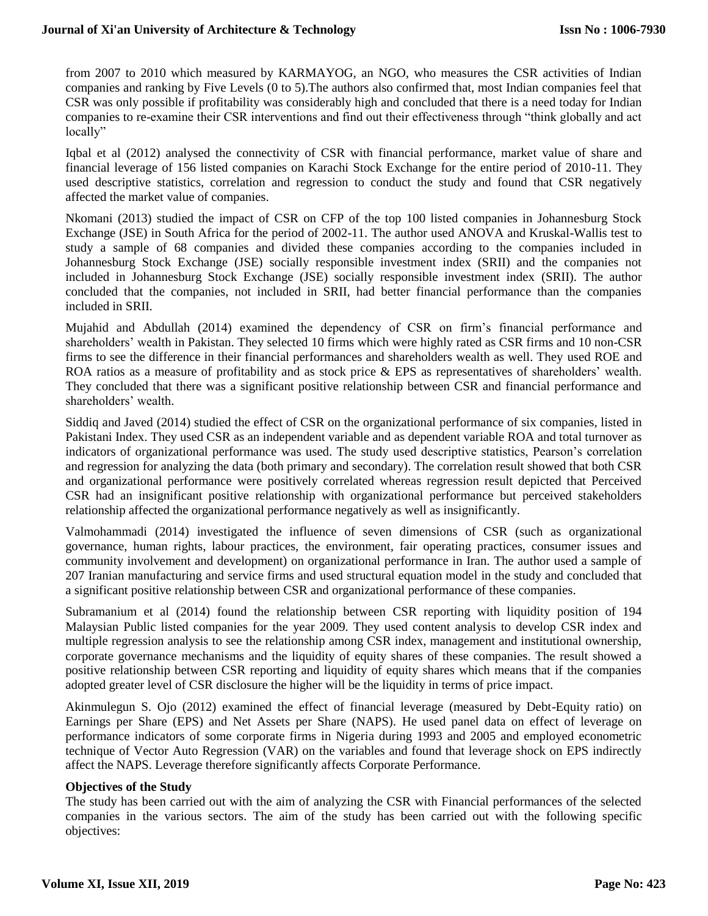from 2007 to 2010 which measured by KARMAYOG, an NGO, who measures the CSR activities of Indian companies and ranking by Five Levels (0 to 5).The authors also confirmed that, most Indian companies feel that CSR was only possible if profitability was considerably high and concluded that there is a need today for Indian companies to re-examine their CSR interventions and find out their effectiveness through "think globally and act locally"

Iqbal et al (2012) analysed the connectivity of CSR with financial performance, market value of share and financial leverage of 156 listed companies on Karachi Stock Exchange for the entire period of 2010-11. They used descriptive statistics, correlation and regression to conduct the study and found that CSR negatively affected the market value of companies.

Nkomani (2013) studied the impact of CSR on CFP of the top 100 listed companies in Johannesburg Stock Exchange (JSE) in South Africa for the period of 2002-11. The author used ANOVA and Kruskal-Wallis test to study a sample of 68 companies and divided these companies according to the companies included in Johannesburg Stock Exchange (JSE) socially responsible investment index (SRII) and the companies not included in Johannesburg Stock Exchange (JSE) socially responsible investment index (SRII). The author concluded that the companies, not included in SRII, had better financial performance than the companies included in SRII.

Mujahid and Abdullah (2014) examined the dependency of CSR on firm's financial performance and shareholders' wealth in Pakistan. They selected 10 firms which were highly rated as CSR firms and 10 non-CSR firms to see the difference in their financial performances and shareholders wealth as well. They used ROE and ROA ratios as a measure of profitability and as stock price & EPS as representatives of shareholders' wealth. They concluded that there was a significant positive relationship between CSR and financial performance and shareholders' wealth.

Siddiq and Javed (2014) studied the effect of CSR on the organizational performance of six companies, listed in Pakistani Index. They used CSR as an independent variable and as dependent variable ROA and total turnover as indicators of organizational performance was used. The study used descriptive statistics, Pearson's correlation and regression for analyzing the data (both primary and secondary). The correlation result showed that both CSR and organizational performance were positively correlated whereas regression result depicted that Perceived CSR had an insignificant positive relationship with organizational performance but perceived stakeholders relationship affected the organizational performance negatively as well as insignificantly.

Valmohammadi (2014) investigated the influence of seven dimensions of CSR (such as organizational governance, human rights, labour practices, the environment, fair operating practices, consumer issues and community involvement and development) on organizational performance in Iran. The author used a sample of 207 Iranian manufacturing and service firms and used structural equation model in the study and concluded that a significant positive relationship between CSR and organizational performance of these companies.

Subramanium et al (2014) found the relationship between CSR reporting with liquidity position of 194 Malaysian Public listed companies for the year 2009. They used content analysis to develop CSR index and multiple regression analysis to see the relationship among CSR index, management and institutional ownership, corporate governance mechanisms and the liquidity of equity shares of these companies. The result showed a positive relationship between CSR reporting and liquidity of equity shares which means that if the companies adopted greater level of CSR disclosure the higher will be the liquidity in terms of price impact.

Akinmulegun S. Ojo (2012) examined the effect of financial leverage (measured by Debt-Equity ratio) on Earnings per Share (EPS) and Net Assets per Share (NAPS). He used panel data on effect of leverage on performance indicators of some corporate firms in Nigeria during 1993 and 2005 and employed econometric technique of Vector Auto Regression (VAR) on the variables and found that leverage shock on EPS indirectly affect the NAPS. Leverage therefore significantly affects Corporate Performance.

**Objectives of the Study**

The study has been carried out with the aim of analyzing the CSR with Financial performances of the selected companies in the various sectors. The aim of the study has been carried out with the following specific objectives: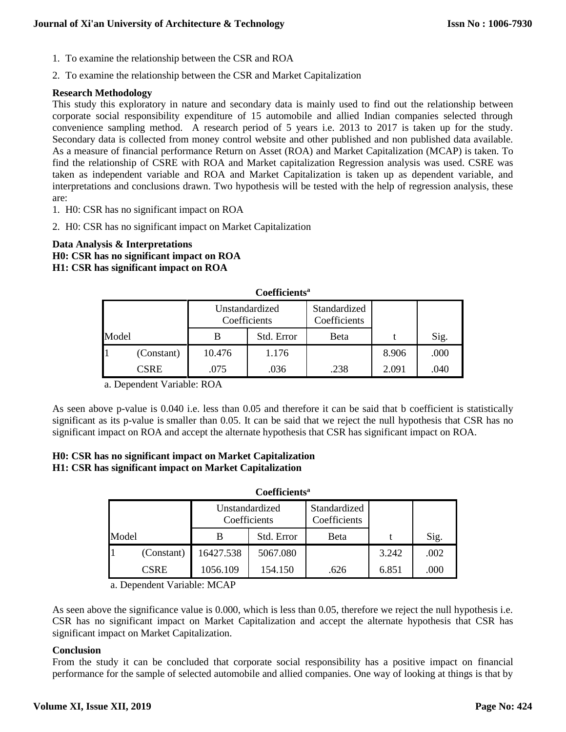1. To examine the relationship between the CSR and ROA
2. To examine the relationship between the CSR and Market Capitalization

**Research Methodology**

This study this exploratory in nature and secondary data is mainly used to find out the relationship between corporate social responsibility expenditure of 15 automobile and allied Indian companies selected through convenience sampling method. A research period of 5 years i.e. 2013 to 2017 is taken up for the study. Secondary data is collected from money control website and other published and non published data available. As a measure of financial performance Return on Asset (ROA) and Market Capitalization (MCAP) is taken. To find the relationship of CSRE with ROA and Market capitalization Regression analysis was used. CSRE was taken as independent variable and ROA and Market Capitalization is taken up as dependent variable, and interpretations and conclusions drawn. Two hypothesis will be tested with the help of regression analysis, these are:

1. H0: CSR has no significant impact on ROA
2. H0: CSR has no significant impact on Market Capitalization

**Data Analysis & Interpretations**
**H0: CSR has no significant impact on ROA**
**H1: CSR has significant impact on ROA**

**Coefficients[a]**

| Model | | Unstandardized Coefficients | | Standardized Coefficients | t | Sig. |
|---|---|---|---|---|---|---|
| | | B | Std. Error | Beta | | |
| 1 | (Constant) | 10.476 | 1.176 | | 8.906 | .000 |
| | CSRE | .075 | .036 | .238 | 2.091 | .040 |

a. Dependent Variable: ROA

As seen above p-value is 0.040 i.e. less than 0.05 and therefore it can be said that b coefficient is statistically significant as its p-value is smaller than 0.05. It can be said that we reject the null hypothesis that CSR has no significant impact on ROA and accept the alternate hypothesis that CSR has significant impact on ROA.

**H0: CSR has no significant impact on Market Capitalization**
**H1: CSR has significant impact on Market Capitalization**

**Coefficients[a]**

| Model | | Unstandardized Coefficients | | Standardized Coefficients | t | Sig. |
|---|---|---|---|---|---|---|
| | | B | Std. Error | Beta | | |
| 1 | (Constant) | 16427.538 | 5067.080 | | 3.242 | .002 |
| | CSRE | 1056.109 | 154.150 | .626 | 6.851 | .000 |

a. Dependent Variable: MCAP

As seen above the significance value is 0.000, which is less than 0.05, therefore we reject the null hypothesis i.e. CSR has no significant impact on Market Capitalization and accept the alternate hypothesis that CSR has significant impact on Market Capitalization.

**Conclusion**

From the study it can be concluded that corporate social responsibility has a positive impact on financial performance for the sample of selected automobile and allied companies. One way of looking at things is that by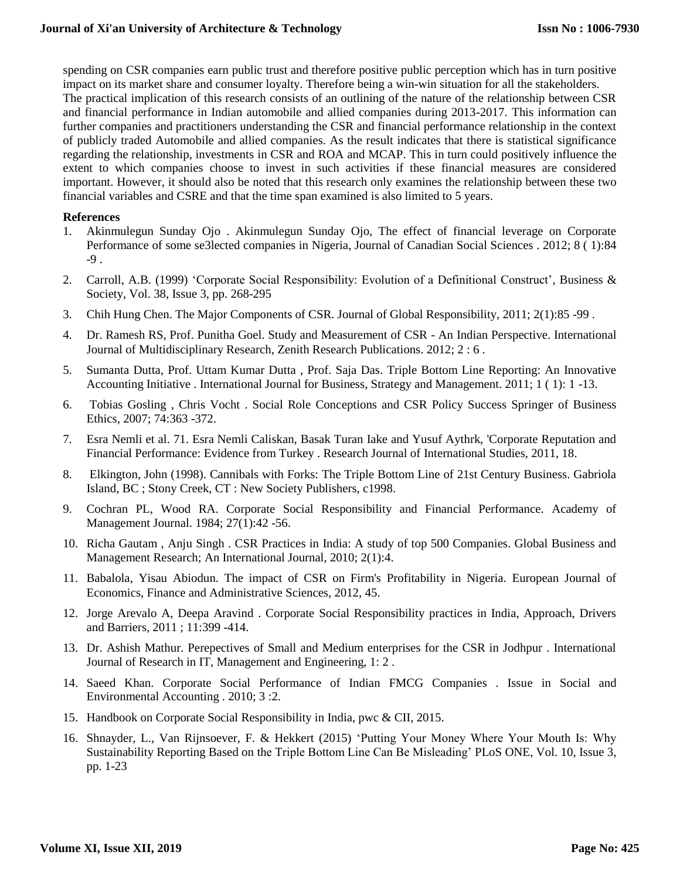spending on CSR companies earn public trust and therefore positive public perception which has in turn positive impact on its market share and consumer loyalty. Therefore being a win-win situation for all the stakeholders.
The practical implication of this research consists of an outlining of the nature of the relationship between CSR and financial performance in Indian automobile and allied companies during 2013-2017. This information can further companies and practitioners understanding the CSR and financial performance relationship in the context of publicly traded Automobile and allied companies. As the result indicates that there is statistical significance regarding the relationship, investments in CSR and ROA and MCAP. This in turn could positively influence the extent to which companies choose to invest in such activities if these financial measures are considered important. However, it should also be noted that this research only examines the relationship between these two financial variables and CSRE and that the time span examined is also limited to 5 years.

**References**

1. Akinmulegun Sunday Ojo . Akinmulegun Sunday Ojo, The effect of financial leverage on Corporate Performance of some se3lected companies in Nigeria, Journal of Canadian Social Sciences . 2012; 8 ( 1):84 -9 .
2. Carroll, A.B. (1999) 'Corporate Social Responsibility: Evolution of a Definitional Construct', Business & Society, Vol. 38, Issue 3, pp. 268-295
3. Chih Hung Chen. The Major Components of CSR. Journal of Global Responsibility, 2011; 2(1):85 -99 .
4. Dr. Ramesh RS, Prof. Punitha Goel. Study and Measurement of CSR - An Indian Perspective. International Journal of Multidisciplinary Research, Zenith Research Publications. 2012; 2 : 6 .
5. Sumanta Dutta, Prof. Uttam Kumar Dutta , Prof. Saja Das. Triple Bottom Line Reporting: An Innovative Accounting Initiative . International Journal for Business, Strategy and Management. 2011; 1 ( 1): 1 -13.
6. Tobias Gosling , Chris Vocht . Social Role Conceptions and CSR Policy Success Springer of Business Ethics, 2007; 74:363 -372.
7. Esra Nemli et al. 71. Esra Nemli Caliskan, Basak Turan Iake and Yusuf Aythrk, 'Corporate Reputation and Financial Performance: Evidence from Turkey . Research Journal of International Studies, 2011, 18.
8. Elkington, John (1998). Cannibals with Forks: The Triple Bottom Line of 21st Century Business. Gabriola Island, BC ; Stony Creek, CT : New Society Publishers, c1998.
9. Cochran PL, Wood RA. Corporate Social Responsibility and Financial Performance. Academy of Management Journal. 1984; 27(1):42 -56.
10. Richa Gautam , Anju Singh . CSR Practices in India: A study of top 500 Companies. Global Business and Management Research; An International Journal, 2010; 2(1):4.
11. Babalola, Yisau Abiodun. The impact of CSR on Firm's Profitability in Nigeria. European Journal of Economics, Finance and Administrative Sciences, 2012, 45.
12. Jorge Arevalo A, Deepa Aravind . Corporate Social Responsibility practices in India, Approach, Drivers and Barriers, 2011 ; 11:399 -414.
13. Dr. Ashish Mathur. Perepectives of Small and Medium enterprises for the CSR in Jodhpur . International Journal of Research in IT, Management and Engineering, 1: 2 .
14. Saeed Khan. Corporate Social Performance of Indian FMCG Companies . Issue in Social and Environmental Accounting . 2010; 3 :2.
15. Handbook on Corporate Social Responsibility in India, pwc & CII, 2015.
16. Shnayder, L., Van Rijnsoever, F. & Hekkert (2015) 'Putting Your Money Where Your Mouth Is: Why Sustainability Reporting Based on the Triple Bottom Line Can Be Misleading' PLoS ONE, Vol. 10, Issue 3, pp. 1-23